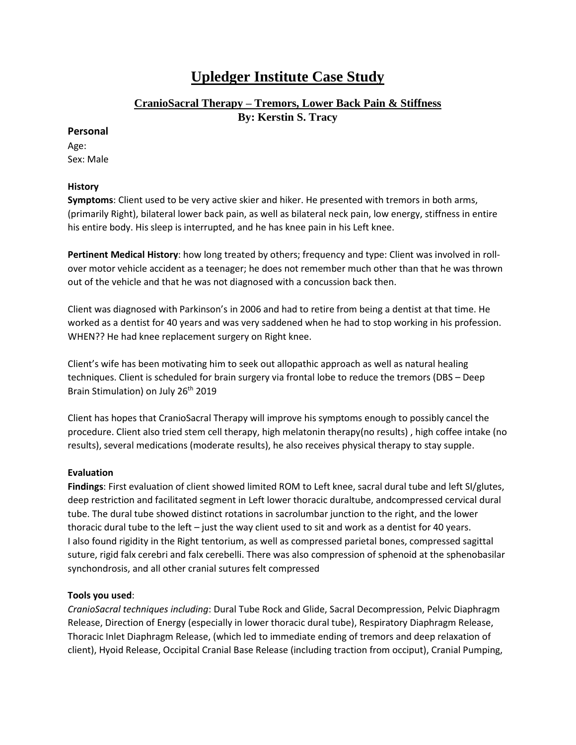# Upledger Institute Case Study

## CranioSacral Therapy – Tremors, Lower Back Pain & Stiffness

**By: Kerstin S. Tracy**

### Personal

Age:
Sex: Male

#### History

**Symptoms**: Client used to be very active skier and hiker. He presented with tremors in both arms, (primarily Right), bilateral lower back pain, as well as bilateral neck pain, low energy, stiffness in entire his entire body. His sleep is interrupted, and he has knee pain in his Left knee.

**Pertinent Medical History**: how long treated by others; frequency and type: Client was involved in roll-over motor vehicle accident as a teenager; he does not remember much other than that he was thrown out of the vehicle and that he was not diagnosed with a concussion back then.

Client was diagnosed with Parkinson's in 2006 and had to retire from being a dentist at that time. He worked as a dentist for 40 years and was very saddened when he had to stop working in his profession. WHEN?? He had knee replacement surgery on Right knee.

Client's wife has been motivating him to seek out allopathic approach as well as natural healing techniques. Client is scheduled for brain surgery via frontal lobe to reduce the tremors (DBS – Deep Brain Stimulation) on July 26th 2019

Client has hopes that CranioSacral Therapy will improve his symptoms enough to possibly cancel the procedure. Client also tried stem cell therapy, high melatonin therapy(no results) , high coffee intake (no results), several medications (moderate results), he also receives physical therapy to stay supple.

#### Evaluation

**Findings**: First evaluation of client showed limited ROM to Left knee, sacral dural tube and left SI/glutes, deep restriction and facilitated segment in Left lower thoracic duraltube, andcompressed cervical dural tube. The dural tube showed distinct rotations in sacrolumbar junction to the right, and the lower thoracic dural tube to the left – just the way client used to sit and work as a dentist for 40 years. I also found rigidity in the Right tentorium, as well as compressed parietal bones, compressed sagittal suture, rigid falx cerebri and falx cerebelli. There was also compression of sphenoid at the sphenobasilar synchondrosis, and all other cranial sutures felt compressed

**Tools you used**:
*CranioSacral techniques including*: Dural Tube Rock and Glide, Sacral Decompression, Pelvic Diaphragm Release, Direction of Energy (especially in lower thoracic dural tube), Respiratory Diaphragm Release, Thoracic Inlet Diaphragm Release, (which led to immediate ending of tremors and deep relaxation of client), Hyoid Release, Occipital Cranial Base Release (including traction from occiput), Cranial Pumping,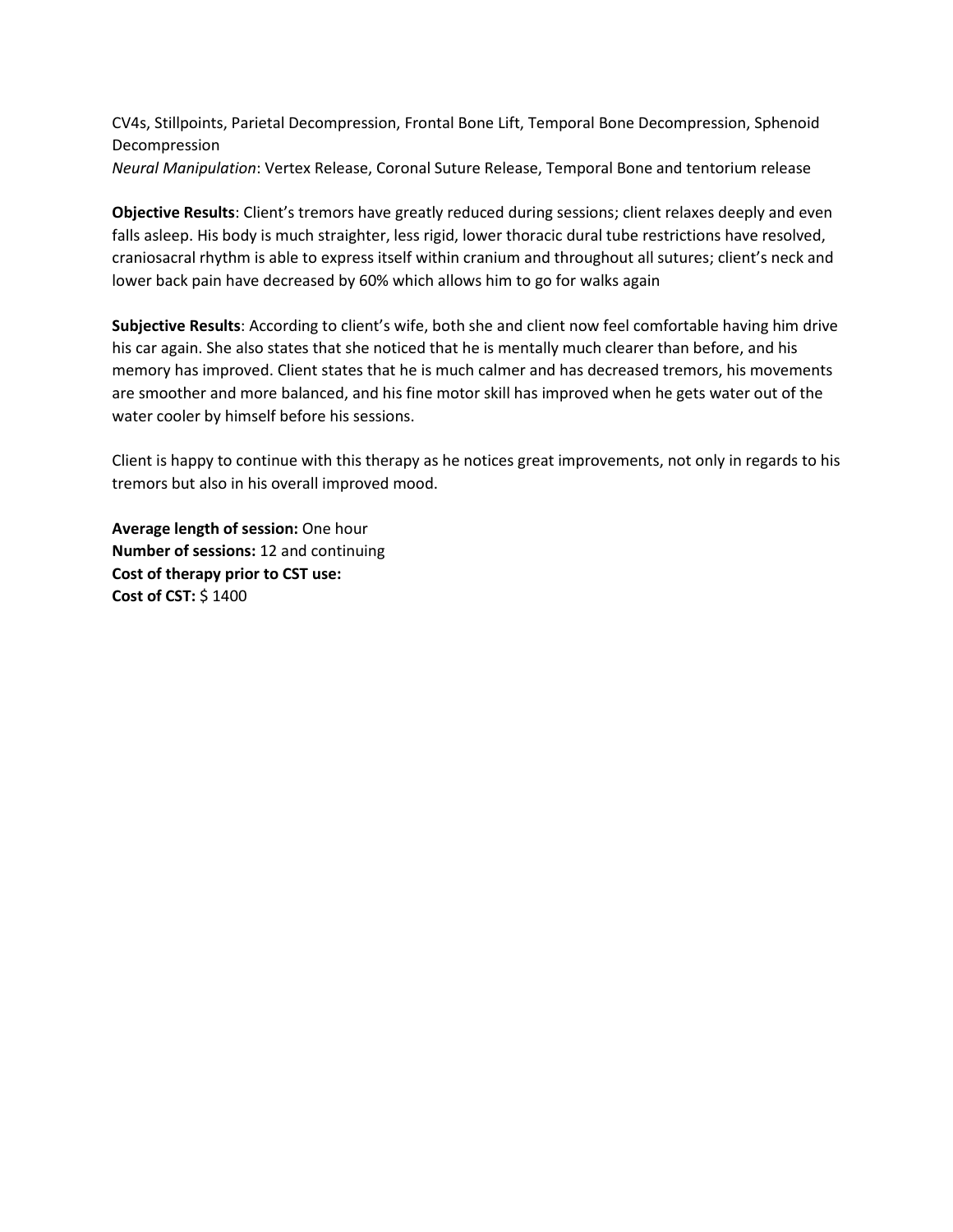CV4s, Stillpoints, Parietal Decompression, Frontal Bone Lift, Temporal Bone Decompression, Sphenoid Decompression
*Neural Manipulation*: Vertex Release, Coronal Suture Release, Temporal Bone and tentorium release

**Objective Results**: Client's tremors have greatly reduced during sessions; client relaxes deeply and even falls asleep. His body is much straighter, less rigid, lower thoracic dural tube restrictions have resolved, craniosacral rhythm is able to express itself within cranium and throughout all sutures; client's neck and lower back pain have decreased by 60% which allows him to go for walks again

**Subjective Results**: According to client's wife, both she and client now feel comfortable having him drive his car again. She also states that she noticed that he is mentally much clearer than before, and his memory has improved. Client states that he is much calmer and has decreased tremors, his movements are smoother and more balanced, and his fine motor skill has improved when he gets water out of the water cooler by himself before his sessions.

Client is happy to continue with this therapy as he notices great improvements, not only in regards to his tremors but also in his overall improved mood.

**Average length of session:** One hour
**Number of sessions:** 12 and continuing
**Cost of therapy prior to CST use:**
**Cost of CST:** $ 1400